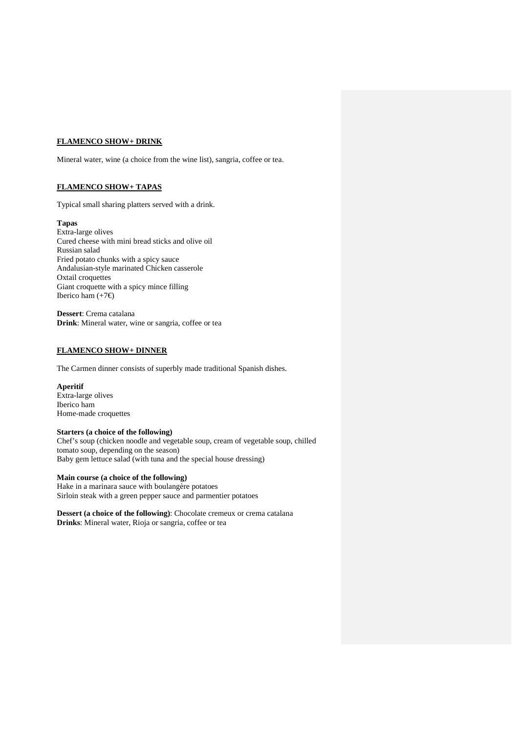## FLAMENCO SHOW+ DRINK

Mineral water, wine (a choice from the wine list), sangria, coffee or tea.

## FLAMENCO SHOW+ TAPAS

Typical small sharing platters served with a drink.

**Tapas**
Extra-large olives
Cured cheese with mini bread sticks and olive oil
Russian salad
Fried potato chunks with a spicy sauce
Andalusian-style marinated Chicken casserole
Oxtail croquettes
Giant croquette with a spicy mince filling
Iberico ham (+7€)

**Dessert**: Crema catalana
**Drink**: Mineral water, wine or sangria, coffee or tea

## FLAMENCO SHOW+ DINNER

The Carmen dinner consists of superbly made traditional Spanish dishes.

**Aperitif**
Extra-large olives
Iberico ham
Home-made croquettes

**Starters (a choice of the following)**
Chef's soup (chicken noodle and vegetable soup, cream of vegetable soup, chilled tomato soup, depending on the season)
Baby gem lettuce salad (with tuna and the special house dressing)

**Main course (a choice of the following)**
Hake in a marinara sauce with boulangère potatoes
Sirloin steak with a green pepper sauce and parmentier potatoes

**Dessert (a choice of the following)**: Chocolate cremeux or crema catalana
**Drinks**: Mineral water, Rioja or sangria, coffee or tea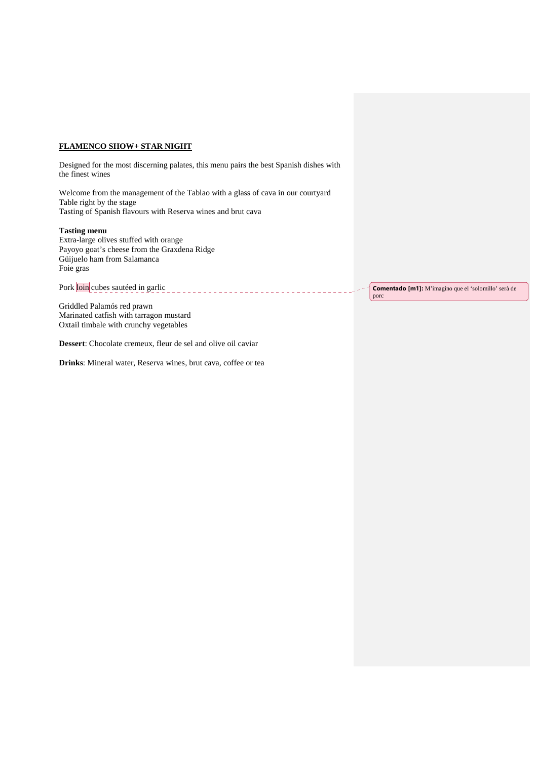**FLAMENCO SHOW+ STAR NIGHT**

Designed for the most discerning palates, this menu pairs the best Spanish dishes with the finest wines

Welcome from the management of the Tablao with a glass of cava in our courtyard
Table right by the stage
Tasting of Spanish flavours with Reserva wines and brut cava

**Tasting menu**
Extra-large olives stuffed with orange
Payoyo goat's cheese from the Graxdena Ridge
Güijuelo ham from Salamanca
Foie gras

Pork loin cubes sautéed in garlic

**Comentado [m1]:** M'imagino que el 'solomillo' serà de porc

Griddled Palamós red prawn
Marinated catfish with tarragon mustard
Oxtail timbale with crunchy vegetables

**Dessert**: Chocolate cremeux, fleur de sel and olive oil caviar

**Drinks**: Mineral water, Reserva wines, brut cava, coffee or tea